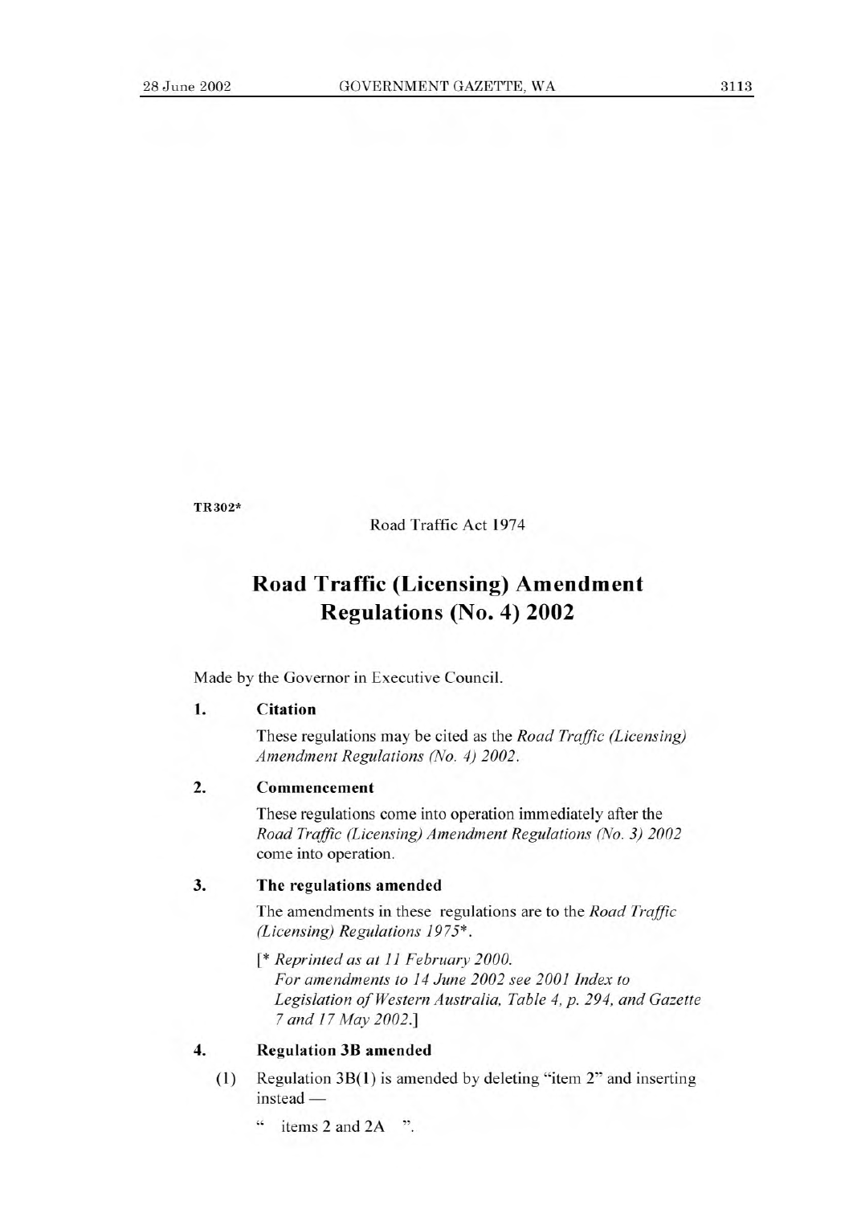TR302*

Road Traffic Act 1974

# Road Traffic (Licensing) Amendment Regulations (No. 4) 2002

Made by the Governor in Executive Council.

### 1. Citation

These regulations may be cited as the *Road Traffic (Licensing) Amendment Regulations (No. 4) 2002*.

### 2. Commencement

These regulations come into operation immediately after the *Road Traffic (Licensing) Amendment Regulations (No. 3) 2002* come into operation.

### 3. The regulations amended

The amendments in these regulations are to the *Road Traffic (Licensing) Regulations 1975**.

[* *Reprinted as at 11 February 2000.*
*For amendments to 14 June 2002 see 2001 Index to Legislation of Western Australia, Table 4, p. 294, and Gazette 7 and 17 May 2002.*]

### 4. Regulation 3B amended

(1) Regulation 3B(1) is amended by deleting "item 2" and inserting instead —

" items 2 and 2A ".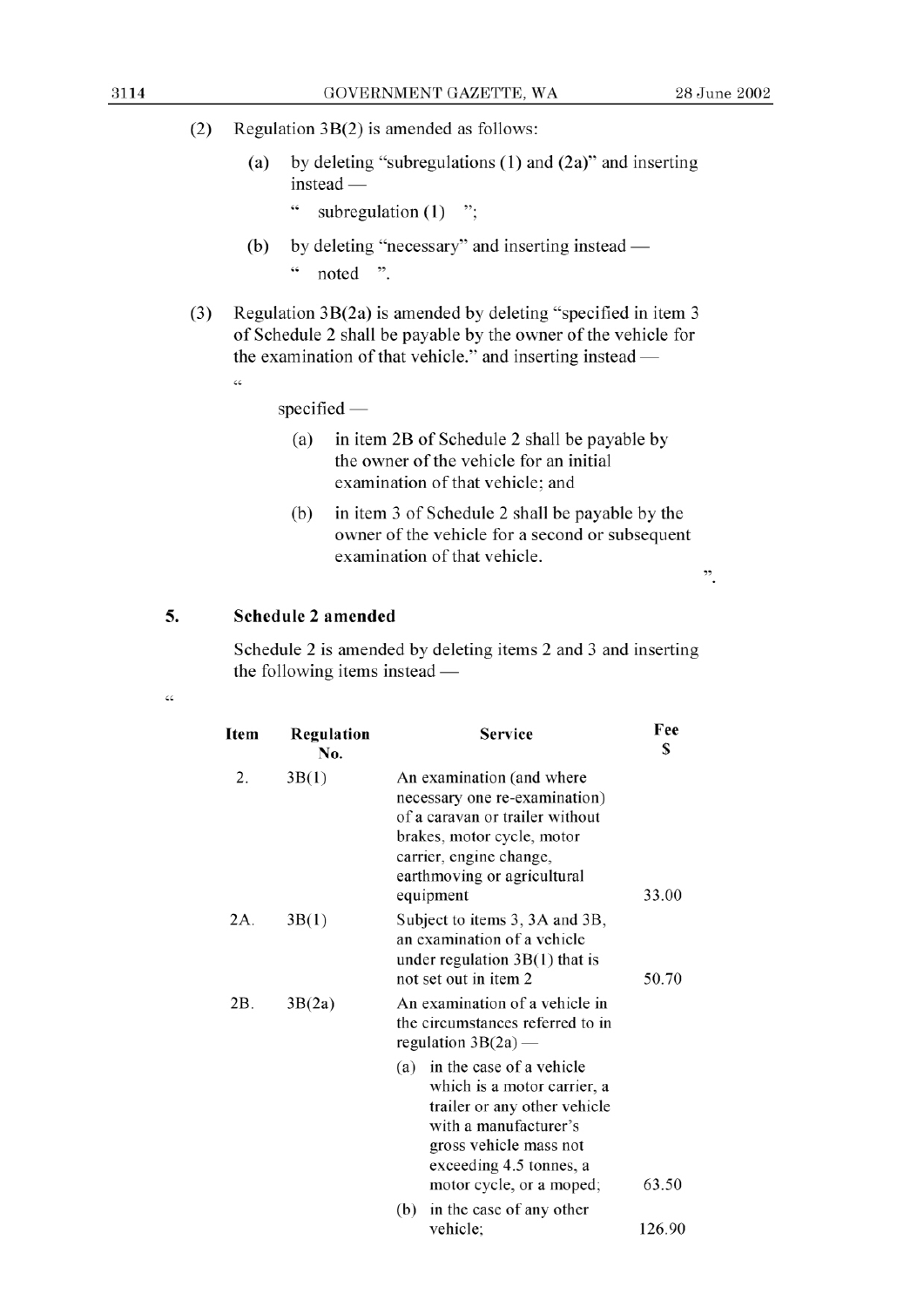(2) Regulation 3B(2) is amended as follows:

(a) by deleting "subregulations (1) and (2a)" and inserting instead —

" subregulation (1) ";

(b) by deleting "necessary" and inserting instead —

" noted ".

(3) Regulation 3B(2a) is amended by deleting "specified in item 3 of Schedule 2 shall be payable by the owner of the vehicle for the examination of that vehicle." and inserting instead —

"

specified —

(a) in item 2B of Schedule 2 shall be payable by the owner of the vehicle for an initial examination of that vehicle; and

(b) in item 3 of Schedule 2 shall be payable by the owner of the vehicle for a second or subsequent examination of that vehicle.

".

**5. Schedule 2 amended**

Schedule 2 is amended by deleting items 2 and 3 and inserting the following items instead —

"

| Item | Regulation No. | Service | Fee $ |
|---|---|---|---|
| 2. | 3B(1) | An examination (and where necessary one re-examination) of a caravan or trailer without brakes, motor cycle, motor carrier, engine change, earthmoving or agricultural equipment | 33.00 |
| 2A. | 3B(1) | Subject to items 3, 3A and 3B, an examination of a vehicle under regulation 3B(1) that is not set out in item 2 | 50.70 |
| 2B. | 3B(2a) | An examination of a vehicle in the circumstances referred to in regulation 3B(2a) — | |
| | | (a) in the case of a vehicle which is a motor carrier, a trailer or any other vehicle with a manufacturer's gross vehicle mass not exceeding 4.5 tonnes, a motor cycle, or a moped; | 63.50 |
| | | (b) in the case of any other vehicle; | 126.90 |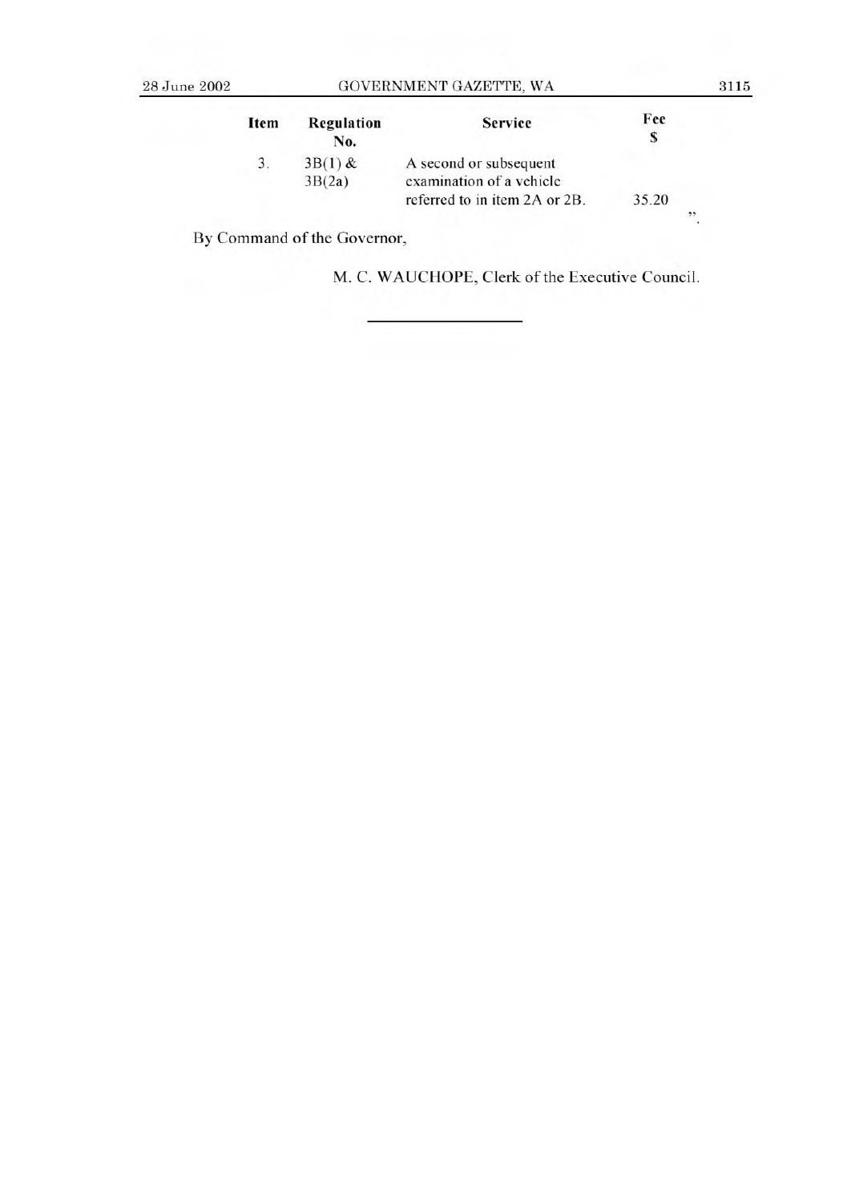| Item | Regulation No. | Service | Fee $ |
|---|---|---|---|
| 3. | 3B(1) & 3B(2a) | A second or subsequent examination of a vehicle referred to in item 2A or 2B. | 35.20 |

".

By Command of the Governor,

M. C. WAUCHOPE, Clerk of the Executive Council.

---